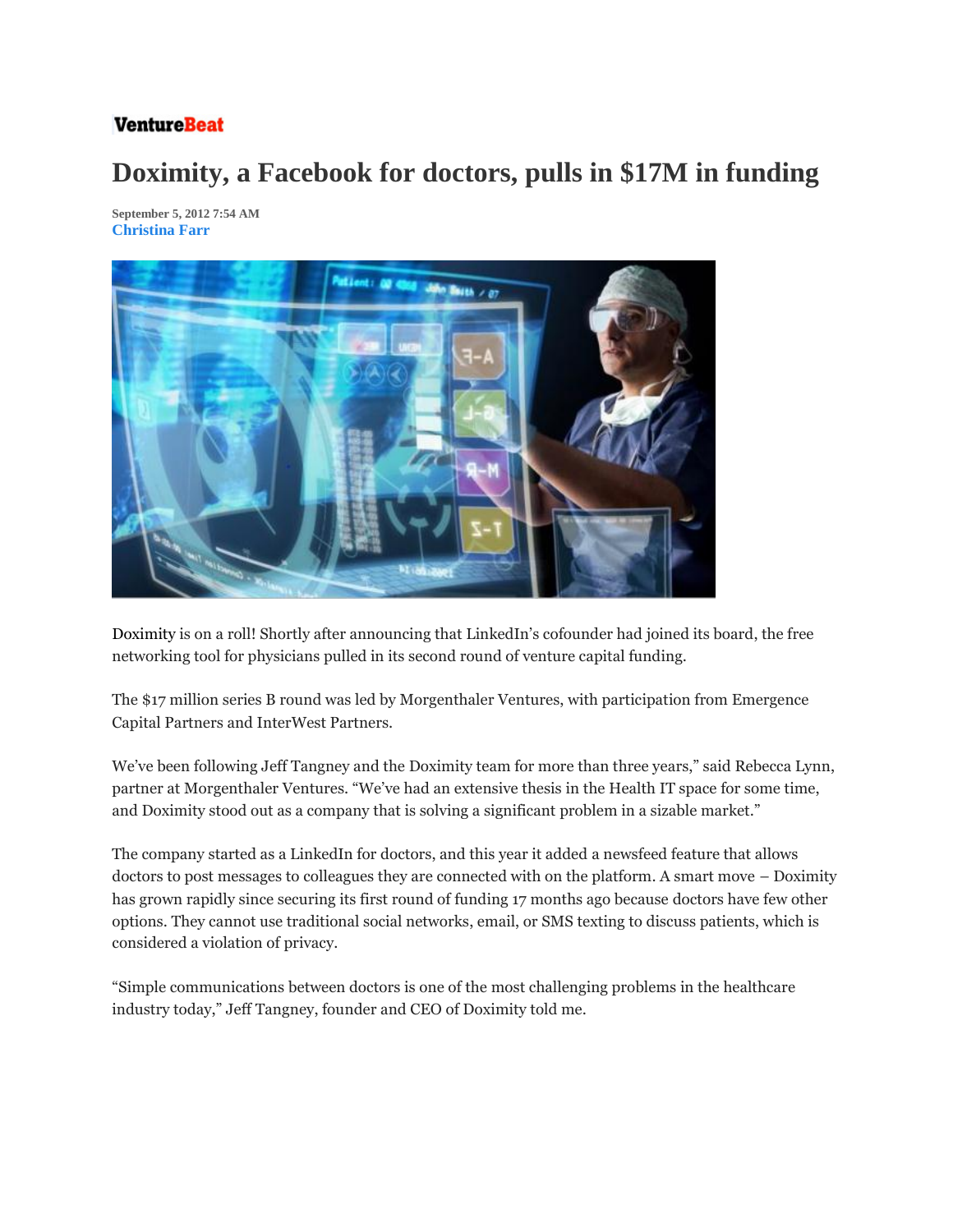VentureBeat

# Doximity, a Facebook for doctors, pulls in $17M in funding

**September 5, 2012 7:54 AM**
**Christina Farr**

Doximity is on a roll! Shortly after announcing that LinkedIn's cofounder had joined its board, the free networking tool for physicians pulled in its second round of venture capital funding.

The $17 million series B round was led by Morgenthaler Ventures, with participation from Emergence Capital Partners and InterWest Partners.

We've been following Jeff Tangney and the Doximity team for more than three years," said Rebecca Lynn, partner at Morgenthaler Ventures. "We've had an extensive thesis in the Health IT space for some time, and Doximity stood out as a company that is solving a significant problem in a sizable market."

The company started as a LinkedIn for doctors, and this year it added a newsfeed feature that allows doctors to post messages to colleagues they are connected with on the platform. A smart move – Doximity has grown rapidly since securing its first round of funding 17 months ago because doctors have few other options. They cannot use traditional social networks, email, or SMS texting to discuss patients, which is considered a violation of privacy.

"Simple communications between doctors is one of the most challenging problems in the healthcare industry today," Jeff Tangney, founder and CEO of Doximity told me.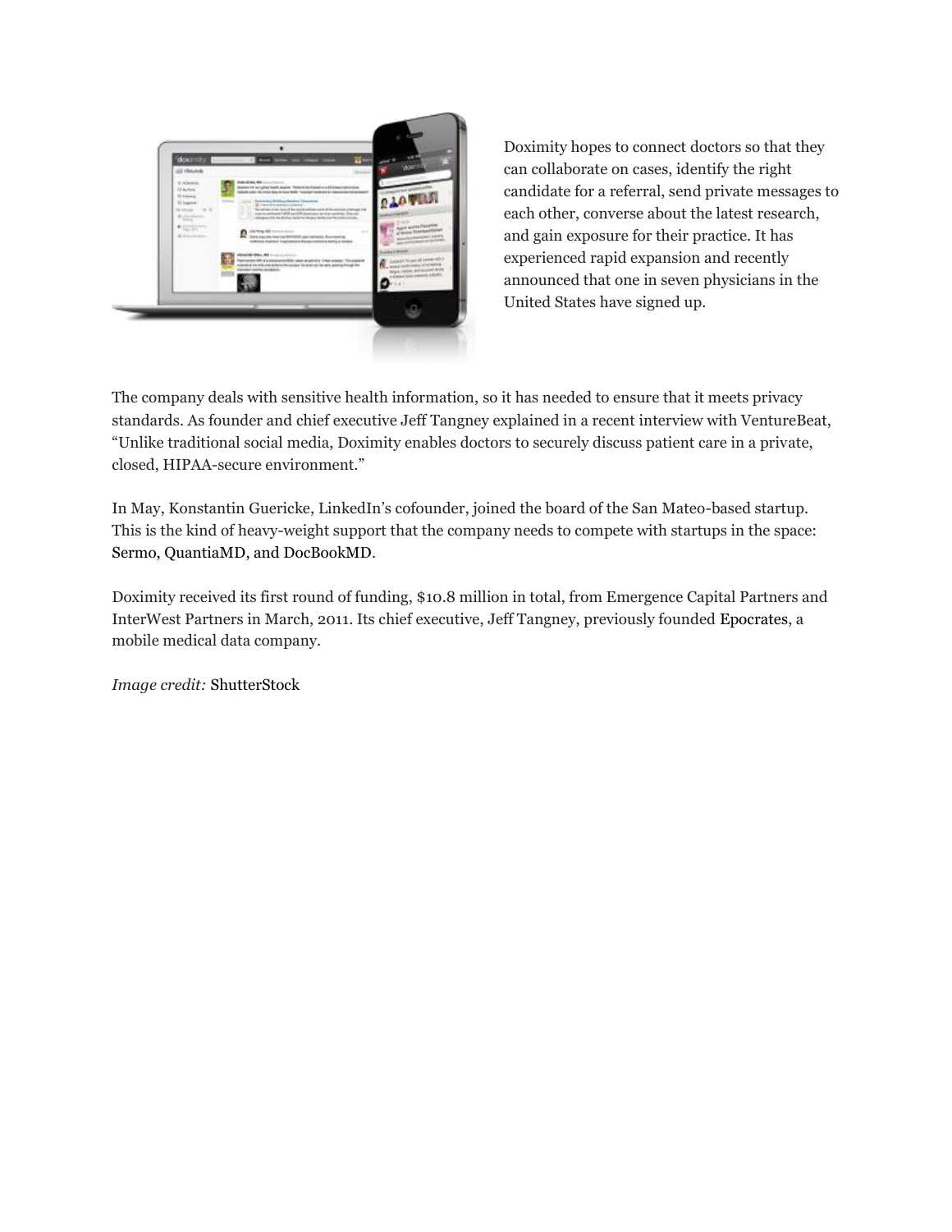Doximity hopes to connect doctors so that they can collaborate on cases, identify the right candidate for a referral, send private messages to each other, converse about the latest research, and gain exposure for their practice. It has experienced rapid expansion and recently announced that one in seven physicians in the United States have signed up.

The company deals with sensitive health information, so it has needed to ensure that it meets privacy standards. As founder and chief executive Jeff Tangney explained in a recent interview with VentureBeat, "Unlike traditional social media, Doximity enables doctors to securely discuss patient care in a private, closed, HIPAA-secure environment."

In May, Konstantin Guericke, LinkedIn's cofounder, joined the board of the San Mateo-based startup. This is the kind of heavy-weight support that the company needs to compete with startups in the space: Sermo, QuantiaMD, and DocBookMD.

Doximity received its first round of funding, $10.8 million in total, from Emergence Capital Partners and InterWest Partners in March, 2011. Its chief executive, Jeff Tangney, previously founded Epocrates, a mobile medical data company.

*Image credit:* ShutterStock